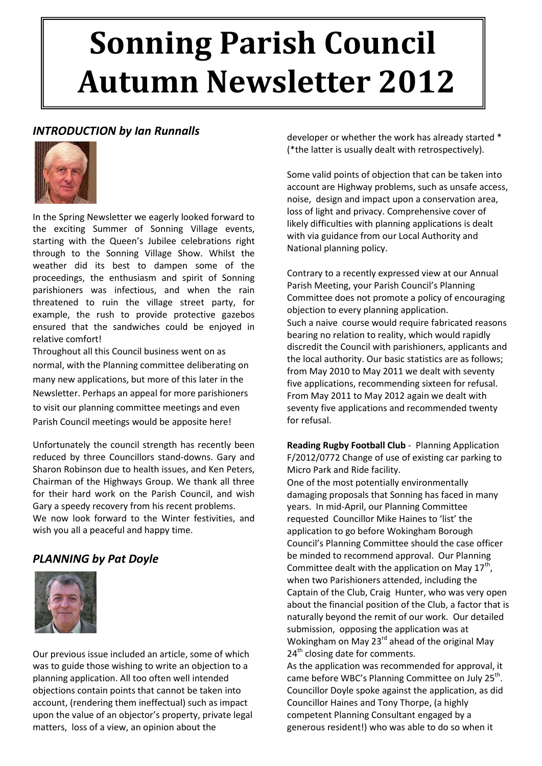# Sonning Parish Council Autumn Newsletter 2012

## *INTRODUCTION by Ian Runnalls*

In the Spring Newsletter we eagerly looked forward to the exciting Summer of Sonning Village events, starting with the Queen's Jubilee celebrations right through to the Sonning Village Show. Whilst the weather did its best to dampen some of the proceedings, the enthusiasm and spirit of Sonning parishioners was infectious, and when the rain threatened to ruin the village street party, for example, the rush to provide protective gazebos ensured that the sandwiches could be enjoyed in relative comfort!

Throughout all this Council business went on as normal, with the Planning committee deliberating on many new applications, but more of this later in the Newsletter. Perhaps an appeal for more parishioners to visit our planning committee meetings and even Parish Council meetings would be apposite here!

Unfortunately the council strength has recently been reduced by three Councillors stand-downs. Gary and Sharon Robinson due to health issues, and Ken Peters, Chairman of the Highways Group. We thank all three for their hard work on the Parish Council, and wish Gary a speedy recovery from his recent problems.

We now look forward to the Winter festivities, and wish you all a peaceful and happy time.

## *PLANNING by Pat Doyle*

Our previous issue included an article, some of which was to guide those wishing to write an objection to a planning application. All too often well intended objections contain points that cannot be taken into account, (rendering them ineffectual) such as impact upon the value of an objector's property, private legal matters, loss of a view, an opinion about the developer or whether the work has already started * (*the latter is usually dealt with retrospectively).

Some valid points of objection that can be taken into account are Highway problems, such as unsafe access, noise, design and impact upon a conservation area, loss of light and privacy. Comprehensive cover of likely difficulties with planning applications is dealt with via guidance from our Local Authority and National planning policy.

Contrary to a recently expressed view at our Annual Parish Meeting, your Parish Council's Planning Committee does not promote a policy of encouraging objection to every planning application.

Such a naive course would require fabricated reasons bearing no relation to reality, which would rapidly discredit the Council with parishioners, applicants and the local authority. Our basic statistics are as follows; from May 2010 to May 2011 we dealt with seventy five applications, recommending sixteen for refusal. From May 2011 to May 2012 again we dealt with seventy five applications and recommended twenty for refusal.

**Reading Rugby Football Club** - Planning Application F/2012/0772 Change of use of existing car parking to Micro Park and Ride facility.

One of the most potentially environmentally damaging proposals that Sonning has faced in many years. In mid-April, our Planning Committee requested Councillor Mike Haines to 'list' the application to go before Wokingham Borough Council's Planning Committee should the case officer be minded to recommend approval. Our Planning Committee dealt with the application on May 17th, when two Parishioners attended, including the Captain of the Club, Craig Hunter, who was very open about the financial position of the Club, a factor that is naturally beyond the remit of our work. Our detailed submission, opposing the application was at Wokingham on May 23rd ahead of the original May 24th closing date for comments.

As the application was recommended for approval, it came before WBC's Planning Committee on July 25th. Councillor Doyle spoke against the application, as did Councillor Haines and Tony Thorpe, (a highly competent Planning Consultant engaged by a generous resident!) who was able to do so when it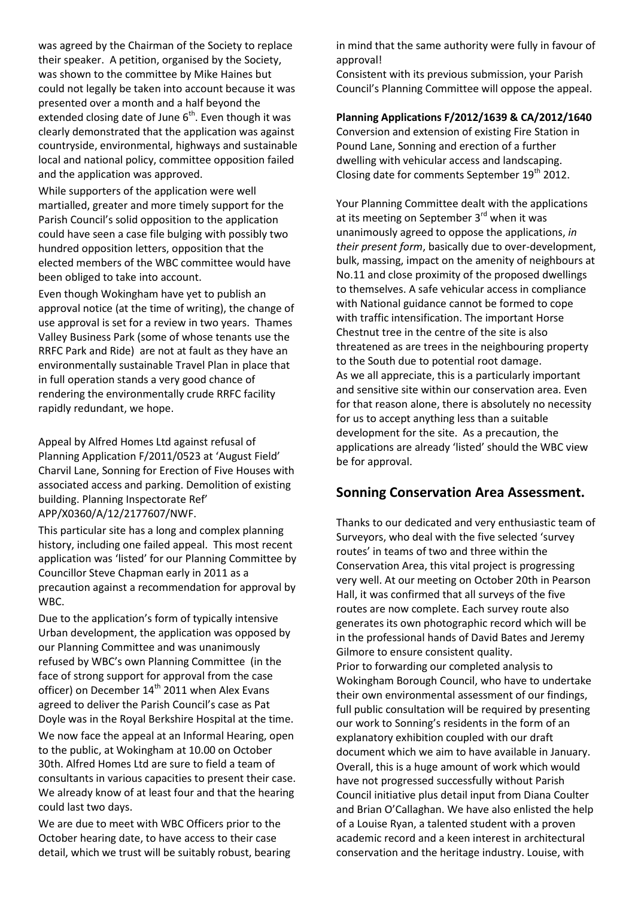was agreed by the Chairman of the Society to replace their speaker. A petition, organised by the Society, was shown to the committee by Mike Haines but could not legally be taken into account because it was presented over a month and a half beyond the extended closing date of June 6th. Even though it was clearly demonstrated that the application was against countryside, environmental, highways and sustainable local and national policy, committee opposition failed and the application was approved.

While supporters of the application were well martialled, greater and more timely support for the Parish Council's solid opposition to the application could have seen a case file bulging with possibly two hundred opposition letters, opposition that the elected members of the WBC committee would have been obliged to take into account.

Even though Wokingham have yet to publish an approval notice (at the time of writing), the change of use approval is set for a review in two years. Thames Valley Business Park (some of whose tenants use the RRFC Park and Ride) are not at fault as they have an environmentally sustainable Travel Plan in place that in full operation stands a very good chance of rendering the environmentally crude RRFC facility rapidly redundant, we hope.

Appeal by Alfred Homes Ltd against refusal of Planning Application F/2011/0523 at 'August Field' Charvil Lane, Sonning for Erection of Five Houses with associated access and parking. Demolition of existing building. Planning Inspectorate Ref' APP/X0360/A/12/2177607/NWF.

This particular site has a long and complex planning history, including one failed appeal. This most recent application was 'listed' for our Planning Committee by Councillor Steve Chapman early in 2011 as a precaution against a recommendation for approval by WBC.

Due to the application's form of typically intensive Urban development, the application was opposed by our Planning Committee and was unanimously refused by WBC's own Planning Committee (in the face of strong support for approval from the case officer) on December 14th 2011 when Alex Evans agreed to deliver the Parish Council's case as Pat Doyle was in the Royal Berkshire Hospital at the time.

We now face the appeal at an Informal Hearing, open to the public, at Wokingham at 10.00 on October 30th. Alfred Homes Ltd are sure to field a team of consultants in various capacities to present their case. We already know of at least four and that the hearing could last two days.

We are due to meet with WBC Officers prior to the October hearing date, to have access to their case detail, which we trust will be suitably robust, bearing in mind that the same authority were fully in favour of approval!

Consistent with its previous submission, your Parish Council's Planning Committee will oppose the appeal.

**Planning Applications F/2012/1639 & CA/2012/1640**

Conversion and extension of existing Fire Station in Pound Lane, Sonning and erection of a further dwelling with vehicular access and landscaping. Closing date for comments September 19th 2012.

Your Planning Committee dealt with the applications at its meeting on September 3rd when it was unanimously agreed to oppose the applications, *in their present form*, basically due to over-development, bulk, massing, impact on the amenity of neighbours at No.11 and close proximity of the proposed dwellings to themselves. A safe vehicular access in compliance with National guidance cannot be formed to cope with traffic intensification. The important Horse Chestnut tree in the centre of the site is also threatened as are trees in the neighbouring property to the South due to potential root damage.

As we all appreciate, this is a particularly important and sensitive site within our conservation area. Even for that reason alone, there is absolutely no necessity for us to accept anything less than a suitable development for the site. As a precaution, the applications are already 'listed' should the WBC view be for approval.

## Sonning Conservation Area Assessment.

Thanks to our dedicated and very enthusiastic team of Surveyors, who deal with the five selected 'survey routes' in teams of two and three within the Conservation Area, this vital project is progressing very well. At our meeting on October 20th in Pearson Hall, it was confirmed that all surveys of the five routes are now complete. Each survey route also generates its own photographic record which will be in the professional hands of David Bates and Jeremy Gilmore to ensure consistent quality.

Prior to forwarding our completed analysis to Wokingham Borough Council, who have to undertake their own environmental assessment of our findings, full public consultation will be required by presenting our work to Sonning's residents in the form of an explanatory exhibition coupled with our draft document which we aim to have available in January. Overall, this is a huge amount of work which would have not progressed successfully without Parish Council initiative plus detail input from Diana Coulter and Brian O'Callaghan. We have also enlisted the help of a Louise Ryan, a talented student with a proven academic record and a keen interest in architectural conservation and the heritage industry. Louise, with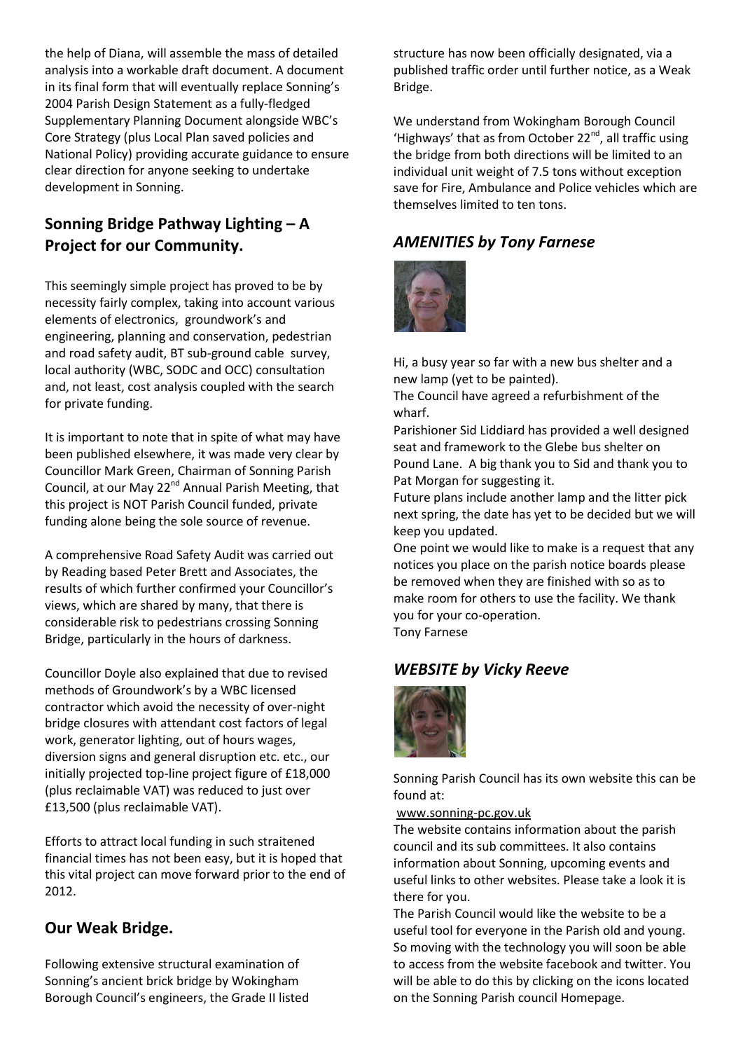the help of Diana, will assemble the mass of detailed analysis into a workable draft document. A document in its final form that will eventually replace Sonning's 2004 Parish Design Statement as a fully-fledged Supplementary Planning Document alongside WBC's Core Strategy (plus Local Plan saved policies and National Policy) providing accurate guidance to ensure clear direction for anyone seeking to undertake development in Sonning.

## Sonning Bridge Pathway Lighting – A Project for our Community.

This seemingly simple project has proved to be by necessity fairly complex, taking into account various elements of electronics, groundwork's and engineering, planning and conservation, pedestrian and road safety audit, BT sub-ground cable survey, local authority (WBC, SODC and OCC) consultation and, not least, cost analysis coupled with the search for private funding.

It is important to note that in spite of what may have been published elsewhere, it was made very clear by Councillor Mark Green, Chairman of Sonning Parish Council, at our May 22nd Annual Parish Meeting, that this project is NOT Parish Council funded, private funding alone being the sole source of revenue.

A comprehensive Road Safety Audit was carried out by Reading based Peter Brett and Associates, the results of which further confirmed your Councillor's views, which are shared by many, that there is considerable risk to pedestrians crossing Sonning Bridge, particularly in the hours of darkness.

Councillor Doyle also explained that due to revised methods of Groundwork's by a WBC licensed contractor which avoid the necessity of over-night bridge closures with attendant cost factors of legal work, generator lighting, out of hours wages, diversion signs and general disruption etc. etc., our initially projected top-line project figure of £18,000 (plus reclaimable VAT) was reduced to just over £13,500 (plus reclaimable VAT).

Efforts to attract local funding in such straitened financial times has not been easy, but it is hoped that this vital project can move forward prior to the end of 2012.

## Our Weak Bridge.

Following extensive structural examination of Sonning's ancient brick bridge by Wokingham Borough Council's engineers, the Grade II listed structure has now been officially designated, via a published traffic order until further notice, as a Weak Bridge.

We understand from Wokingham Borough Council 'Highways' that as from October 22nd, all traffic using the bridge from both directions will be limited to an individual unit weight of 7.5 tons without exception save for Fire, Ambulance and Police vehicles which are themselves limited to ten tons.

## *AMENITIES by Tony Farnese*

Hi, a busy year so far with a new bus shelter and a new lamp (yet to be painted).

The Council have agreed a refurbishment of the wharf.

Parishioner Sid Liddiard has provided a well designed seat and framework to the Glebe bus shelter on Pound Lane. A big thank you to Sid and thank you to Pat Morgan for suggesting it.

Future plans include another lamp and the litter pick next spring, the date has yet to be decided but we will keep you updated.

One point we would like to make is a request that any notices you place on the parish notice boards please be removed when they are finished with so as to make room for others to use the facility. We thank you for your co-operation.

Tony Farnese

## *WEBSITE by Vicky Reeve*

Sonning Parish Council has its own website this can be found at:

www.sonning-pc.gov.uk

The website contains information about the parish council and its sub committees. It also contains information about Sonning, upcoming events and useful links to other websites. Please take a look it is there for you.

The Parish Council would like the website to be a useful tool for everyone in the Parish old and young. So moving with the technology you will soon be able to access from the website facebook and twitter. You will be able to do this by clicking on the icons located on the Sonning Parish council Homepage.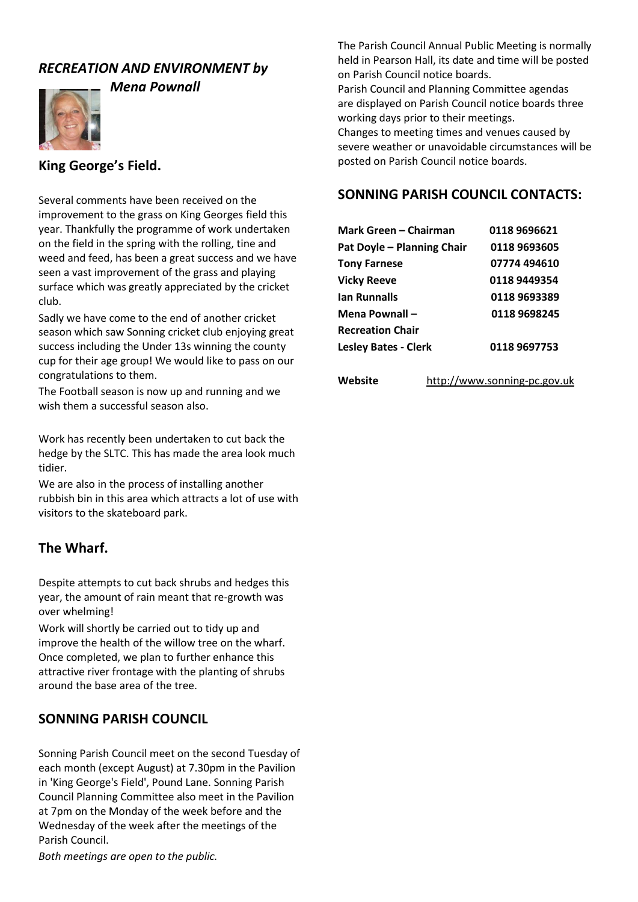## *RECREATION AND ENVIRONMENT by Mena Pownall*

### King George's Field.

Several comments have been received on the improvement to the grass on King Georges field this year. Thankfully the programme of work undertaken on the field in the spring with the rolling, tine and weed and feed, has been a great success and we have seen a vast improvement of the grass and playing surface which was greatly appreciated by the cricket club.

Sadly we have come to the end of another cricket season which saw Sonning cricket club enjoying great success including the Under 13s winning the county cup for their age group! We would like to pass on our congratulations to them.

The Football season is now up and running and we wish them a successful season also.

Work has recently been undertaken to cut back the hedge by the SLTC. This has made the area look much tidier.

We are also in the process of installing another rubbish bin in this area which attracts a lot of use with visitors to the skateboard park.

### The Wharf.

Despite attempts to cut back shrubs and hedges this year, the amount of rain meant that re-growth was over whelming!

Work will shortly be carried out to tidy up and improve the health of the willow tree on the wharf. Once completed, we plan to further enhance this attractive river frontage with the planting of shrubs around the base area of the tree.

## SONNING PARISH COUNCIL

Sonning Parish Council meet on the second Tuesday of each month (except August) at 7.30pm in the Pavilion in 'King George's Field', Pound Lane. Sonning Parish Council Planning Committee also meet in the Pavilion at 7pm on the Monday of the week before and the Wednesday of the week after the meetings of the Parish Council.

*Both meetings are open to the public.*

The Parish Council Annual Public Meeting is normally held in Pearson Hall, its date and time will be posted on Parish Council notice boards.

Parish Council and Planning Committee agendas are displayed on Parish Council notice boards three working days prior to their meetings.

Changes to meeting times and venues caused by severe weather or unavoidable circumstances will be posted on Parish Council notice boards.

## SONNING PARISH COUNCIL CONTACTS:

| | |
|---|---|
| **Mark Green – Chairman** | **0118 9696621** |
| **Pat Doyle – Planning Chair** | **0118 9693605** |
| **Tony Farnese** | **07774 494610** |
| **Vicky Reeve** | **0118 9449354** |
| **Ian Runnalls** | **0118 9693389** |
| **Mena Pownall – Recreation Chair** | **0118 9698245** |
| **Lesley Bates - Clerk** | **0118 9697753** |

**Website** http://www.sonning-pc.gov.uk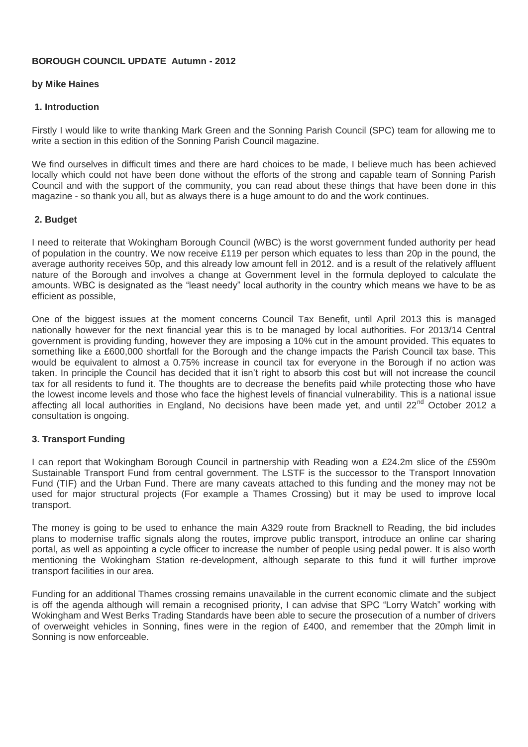**BOROUGH COUNCIL UPDATE Autumn - 2012**

**by Mike Haines**

**1. Introduction**

Firstly I would like to write thanking Mark Green and the Sonning Parish Council (SPC) team for allowing me to write a section in this edition of the Sonning Parish Council magazine.

We find ourselves in difficult times and there are hard choices to be made, I believe much has been achieved locally which could not have been done without the efforts of the strong and capable team of Sonning Parish Council and with the support of the community, you can read about these things that have been done in this magazine - so thank you all, but as always there is a huge amount to do and the work continues.

**2. Budget**

I need to reiterate that Wokingham Borough Council (WBC) is the worst government funded authority per head of population in the country. We now receive £119 per person which equates to less than 20p in the pound, the average authority receives 50p, and this already low amount fell in 2012. and is a result of the relatively affluent nature of the Borough and involves a change at Government level in the formula deployed to calculate the amounts. WBC is designated as the "least needy" local authority in the country which means we have to be as efficient as possible,

One of the biggest issues at the moment concerns Council Tax Benefit, until April 2013 this is managed nationally however for the next financial year this is to be managed by local authorities. For 2013/14 Central government is providing funding, however they are imposing a 10% cut in the amount provided. This equates to something like a £600,000 shortfall for the Borough and the change impacts the Parish Council tax base. This would be equivalent to almost a 0.75% increase in council tax for everyone in the Borough if no action was taken. In principle the Council has decided that it isn't right to absorb this cost but will not increase the council tax for all residents to fund it. The thoughts are to decrease the benefits paid while protecting those who have the lowest income levels and those who face the highest levels of financial vulnerability. This is a national issue affecting all local authorities in England, No decisions have been made yet, and until 22nd October 2012 a consultation is ongoing.

**3. Transport Funding**

I can report that Wokingham Borough Council in partnership with Reading won a £24.2m slice of the £590m Sustainable Transport Fund from central government. The LSTF is the successor to the Transport Innovation Fund (TIF) and the Urban Fund. There are many caveats attached to this funding and the money may not be used for major structural projects (For example a Thames Crossing) but it may be used to improve local transport.

The money is going to be used to enhance the main A329 route from Bracknell to Reading, the bid includes plans to modernise traffic signals along the routes, improve public transport, introduce an online car sharing portal, as well as appointing a cycle officer to increase the number of people using pedal power. It is also worth mentioning the Wokingham Station re-development, although separate to this fund it will further improve transport facilities in our area.

Funding for an additional Thames crossing remains unavailable in the current economic climate and the subject is off the agenda although will remain a recognised priority, I can advise that SPC "Lorry Watch" working with Wokingham and West Berks Trading Standards have been able to secure the prosecution of a number of drivers of overweight vehicles in Sonning, fines were in the region of £400, and remember that the 20mph limit in Sonning is now enforceable.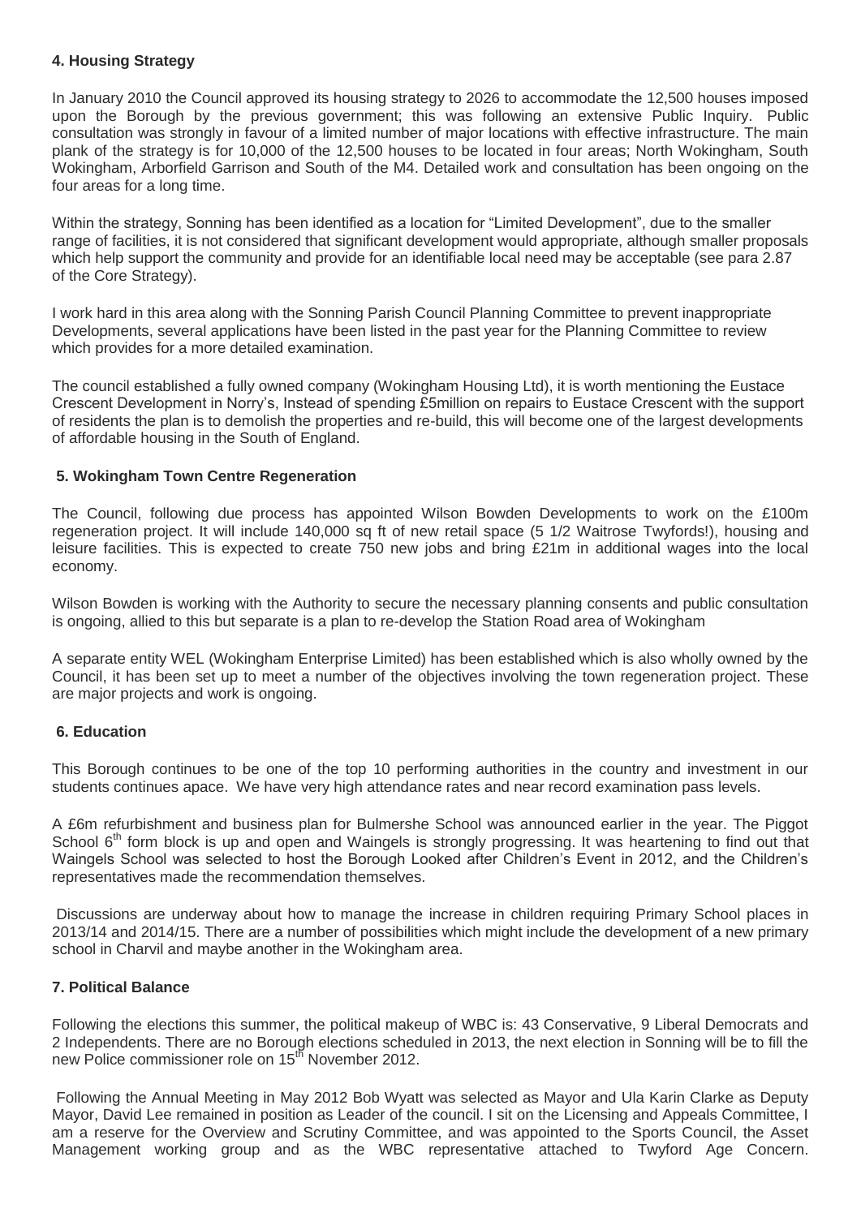### 4. Housing Strategy

In January 2010 the Council approved its housing strategy to 2026 to accommodate the 12,500 houses imposed upon the Borough by the previous government; this was following an extensive Public Inquiry. Public consultation was strongly in favour of a limited number of major locations with effective infrastructure. The main plank of the strategy is for 10,000 of the 12,500 houses to be located in four areas; North Wokingham, South Wokingham, Arborfield Garrison and South of the M4. Detailed work and consultation has been ongoing on the four areas for a long time.

Within the strategy, Sonning has been identified as a location for "Limited Development", due to the smaller range of facilities, it is not considered that significant development would appropriate, although smaller proposals which help support the community and provide for an identifiable local need may be acceptable (see para 2.87 of the Core Strategy).

I work hard in this area along with the Sonning Parish Council Planning Committee to prevent inappropriate Developments, several applications have been listed in the past year for the Planning Committee to review which provides for a more detailed examination.

The council established a fully owned company (Wokingham Housing Ltd), it is worth mentioning the Eustace Crescent Development in Norry's, Instead of spending £5million on repairs to Eustace Crescent with the support of residents the plan is to demolish the properties and re-build, this will become one of the largest developments of affordable housing in the South of England.

### 5. Wokingham Town Centre Regeneration

The Council, following due process has appointed Wilson Bowden Developments to work on the £100m regeneration project. It will include 140,000 sq ft of new retail space (5 1/2 Waitrose Twyfords!), housing and leisure facilities. This is expected to create 750 new jobs and bring £21m in additional wages into the local economy.

Wilson Bowden is working with the Authority to secure the necessary planning consents and public consultation is ongoing, allied to this but separate is a plan to re-develop the Station Road area of Wokingham

A separate entity WEL (Wokingham Enterprise Limited) has been established which is also wholly owned by the Council, it has been set up to meet a number of the objectives involving the town regeneration project. These are major projects and work is ongoing.

### 6. Education

This Borough continues to be one of the top 10 performing authorities in the country and investment in our students continues apace. We have very high attendance rates and near record examination pass levels.

A £6m refurbishment and business plan for Bulmershe School was announced earlier in the year. The Piggot School 6th form block is up and open and Waingels is strongly progressing. It was heartening to find out that Waingels School was selected to host the Borough Looked after Children's Event in 2012, and the Children's representatives made the recommendation themselves.

Discussions are underway about how to manage the increase in children requiring Primary School places in 2013/14 and 2014/15. There are a number of possibilities which might include the development of a new primary school in Charvil and maybe another in the Wokingham area.

### 7. Political Balance

Following the elections this summer, the political makeup of WBC is: 43 Conservative, 9 Liberal Democrats and 2 Independents. There are no Borough elections scheduled in 2013, the next election in Sonning will be to fill the new Police commissioner role on 15th November 2012.

Following the Annual Meeting in May 2012 Bob Wyatt was selected as Mayor and Ula Karin Clarke as Deputy Mayor, David Lee remained in position as Leader of the council. I sit on the Licensing and Appeals Committee, I am a reserve for the Overview and Scrutiny Committee, and was appointed to the Sports Council, the Asset Management working group and as the WBC representative attached to Twyford Age Concern.